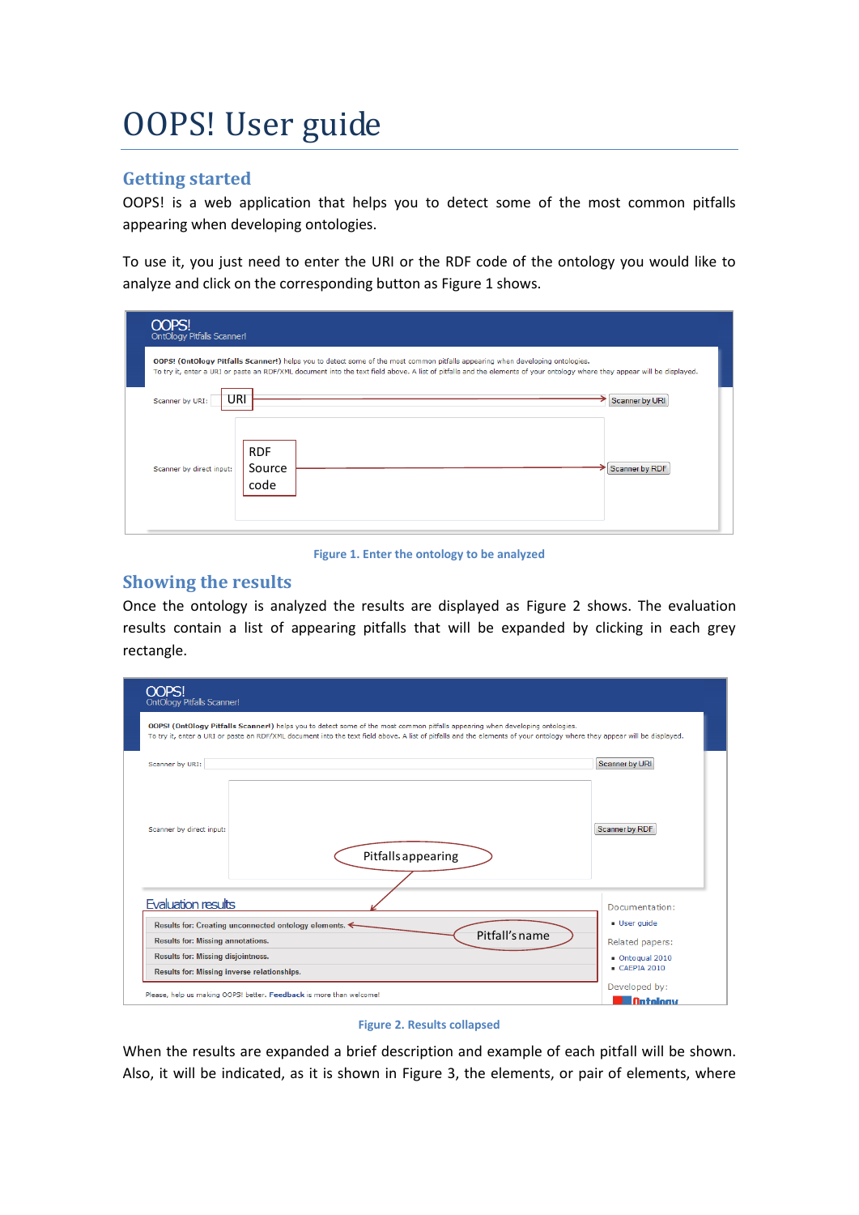# OOPS! User guide

## Getting started

OOPS! is a web application that helps you to detect some of the most common pitfalls appearing when developing ontologies.

To use it, you just need to enter the URI or the RDF code of the ontology you would like to analyze and click on the corresponding button as Figure 1 shows.

Figure 1. Enter the ontology to be analyzed

## Showing the results

Once the ontology is analyzed the results are displayed as Figure 2 shows. The evaluation results contain a list of appearing pitfalls that will be expanded by clicking in each grey rectangle.

Figure 2. Results collapsed

When the results are expanded a brief description and example of each pitfall will be shown. Also, it will be indicated, as it is shown in Figure 3, the elements, or pair of elements, where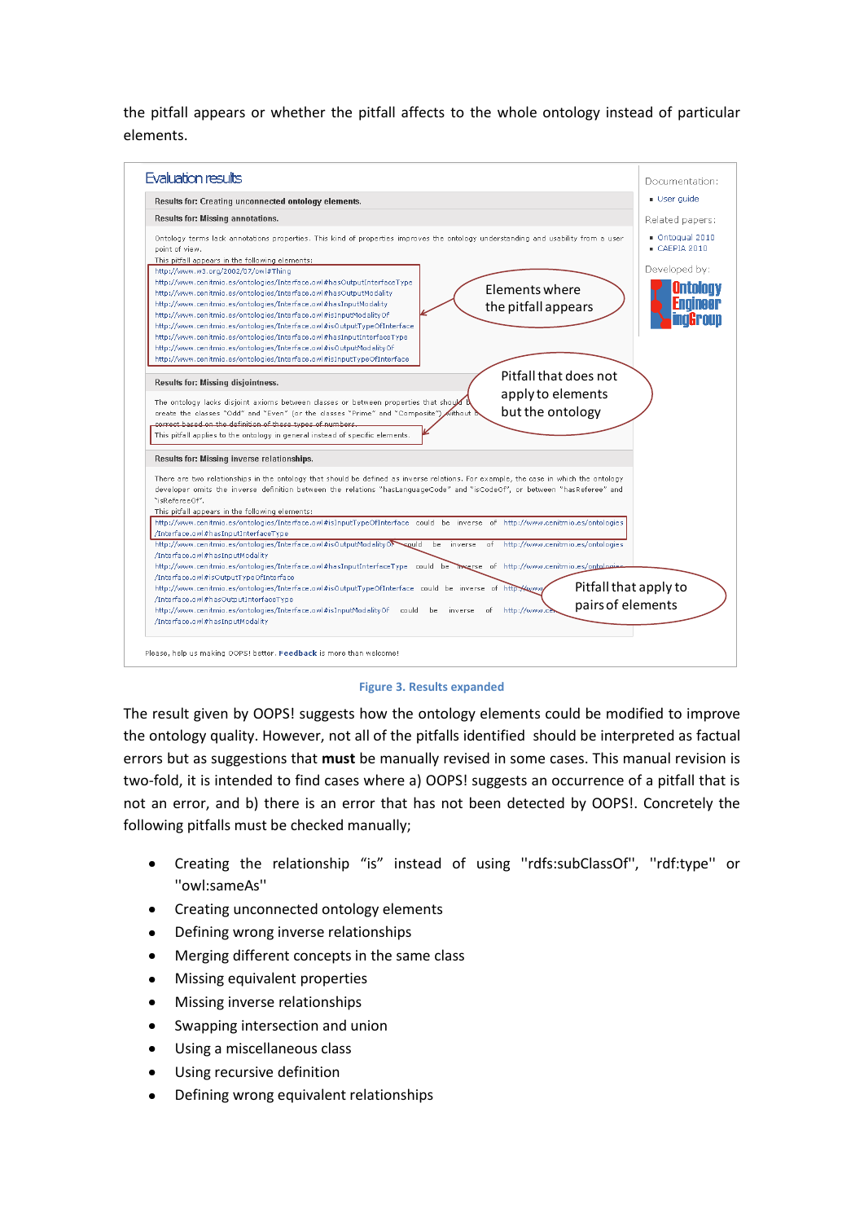the pitfall appears or whether the pitfall affects to the whole ontology instead of particular elements.

Figure 3. Results expanded

The result given by OOPS! suggests how the ontology elements could be modified to improve the ontology quality. However, not all of the pitfalls identified should be interpreted as factual errors but as suggestions that **must** be manually revised in some cases. This manual revision is two-fold, it is intended to find cases where a) OOPS! suggests an occurrence of a pitfall that is not an error, and b) there is an error that has not been detected by OOPS!. Concretely the following pitfalls must be checked manually;

- Creating the relationship "is" instead of using "rdfs:subClassOf", "rdf:type" or "owl:sameAs"
- Creating unconnected ontology elements
- Defining wrong inverse relationships
- Merging different concepts in the same class
- Missing equivalent properties
- Missing inverse relationships
- Swapping intersection and union
- Using a miscellaneous class
- Using recursive definition
- Defining wrong equivalent relationships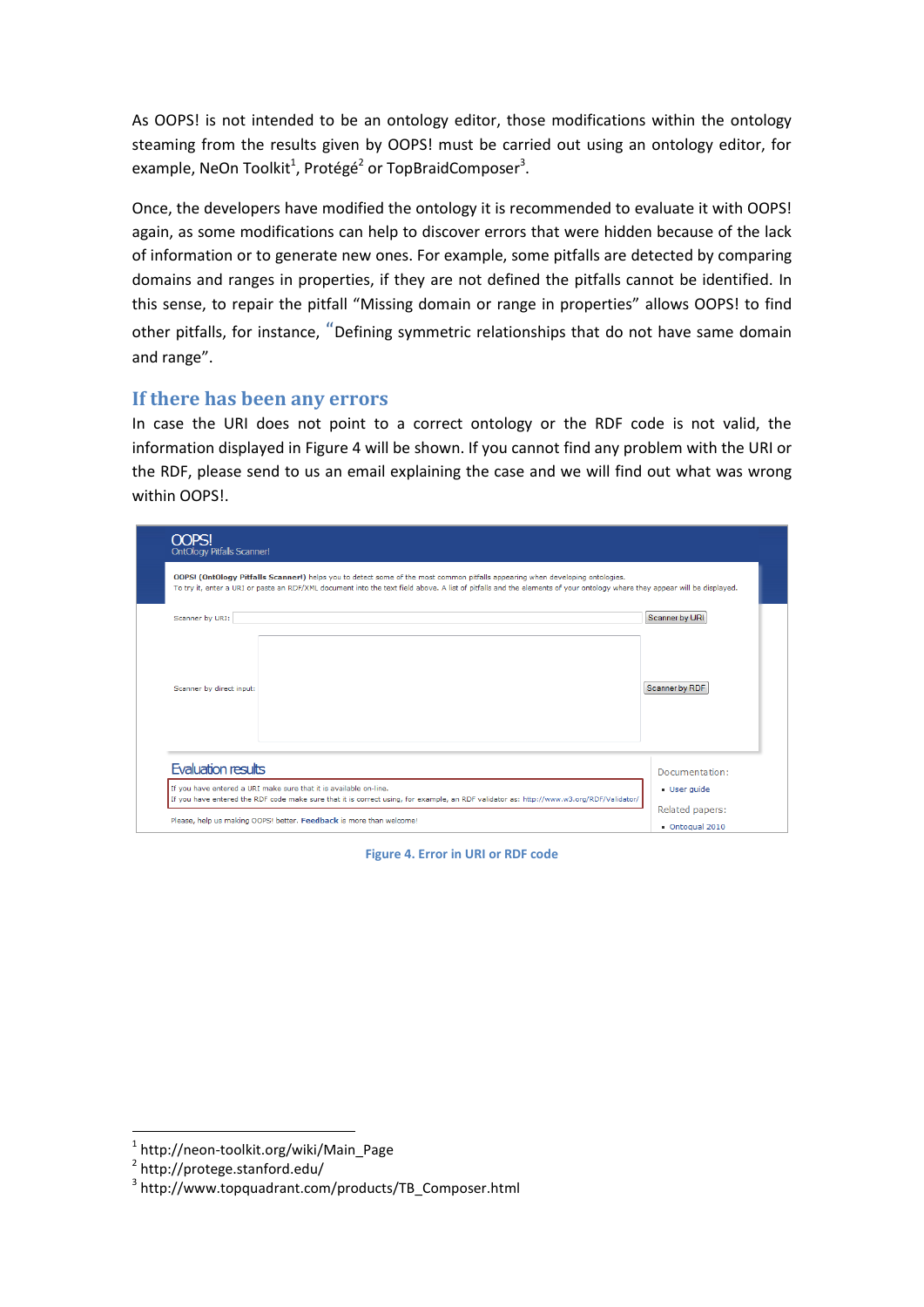As OOPS! is not intended to be an ontology editor, those modifications within the ontology steaming from the results given by OOPS! must be carried out using an ontology editor, for example, NeOn Toolkit[1], Protégé[2] or TopBraidComposer[3].

Once, the developers have modified the ontology it is recommended to evaluate it with OOPS! again, as some modifications can help to discover errors that were hidden because of the lack of information or to generate new ones. For example, some pitfalls are detected by comparing domains and ranges in properties, if they are not defined the pitfalls cannot be identified. In this sense, to repair the pitfall "Missing domain or range in properties" allows OOPS! to find other pitfalls, for instance, "Defining symmetric relationships that do not have same domain and range".

## If there has been any errors

In case the URI does not point to a correct ontology or the RDF code is not valid, the information displayed in Figure 4 will be shown. If you cannot find any problem with the URI or the RDF, please send to us an email explaining the case and we will find out what was wrong within OOPS!.

**Figure 4. Error in URI or RDF code**

---

[1] http://neon-toolkit.org/wiki/Main_Page

[2] http://protege.stanford.edu/

[3] http://www.topquadrant.com/products/TB_Composer.html